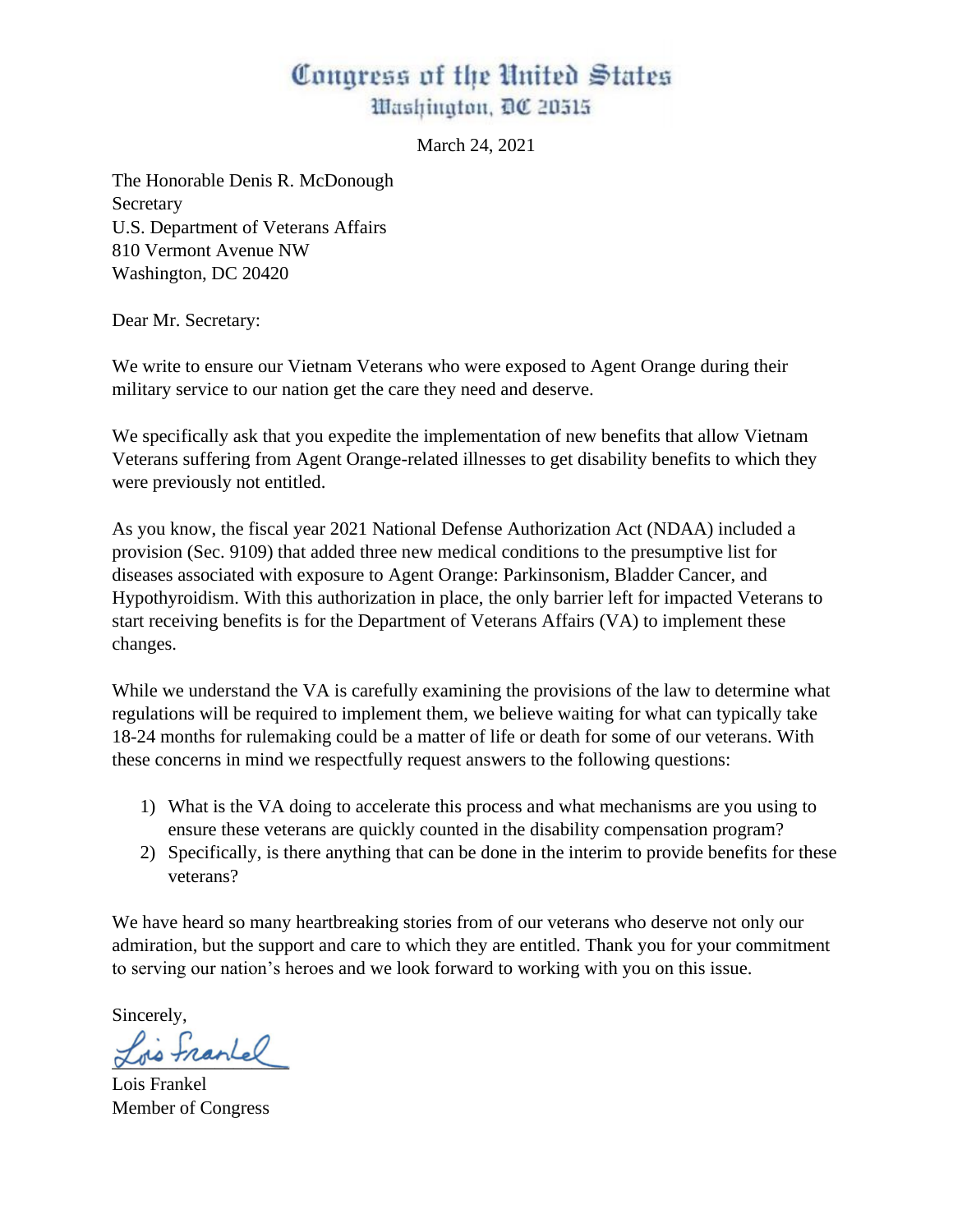# Congress of the United States
## Washington, DC 20515

March 24, 2021

The Honorable Denis R. McDonough
Secretary
U.S. Department of Veterans Affairs
810 Vermont Avenue NW
Washington, DC 20420

Dear Mr. Secretary:

We write to ensure our Vietnam Veterans who were exposed to Agent Orange during their military service to our nation get the care they need and deserve.

We specifically ask that you expedite the implementation of new benefits that allow Vietnam Veterans suffering from Agent Orange-related illnesses to get disability benefits to which they were previously not entitled.

As you know, the fiscal year 2021 National Defense Authorization Act (NDAA) included a provision (Sec. 9109) that added three new medical conditions to the presumptive list for diseases associated with exposure to Agent Orange: Parkinsonism, Bladder Cancer, and Hypothyroidism. With this authorization in place, the only barrier left for impacted Veterans to start receiving benefits is for the Department of Veterans Affairs (VA) to implement these changes.

While we understand the VA is carefully examining the provisions of the law to determine what regulations will be required to implement them, we believe waiting for what can typically take 18-24 months for rulemaking could be a matter of life or death for some of our veterans. With these concerns in mind we respectfully request answers to the following questions:

1) What is the VA doing to accelerate this process and what mechanisms are you using to ensure these veterans are quickly counted in the disability compensation program?
2) Specifically, is there anything that can be done in the interim to provide benefits for these veterans?

We have heard so many heartbreaking stories from of our veterans who deserve not only our admiration, but the support and care to which they are entitled. Thank you for your commitment to serving our nation's heroes and we look forward to working with you on this issue.

Sincerely,

Lois Frankel
Member of Congress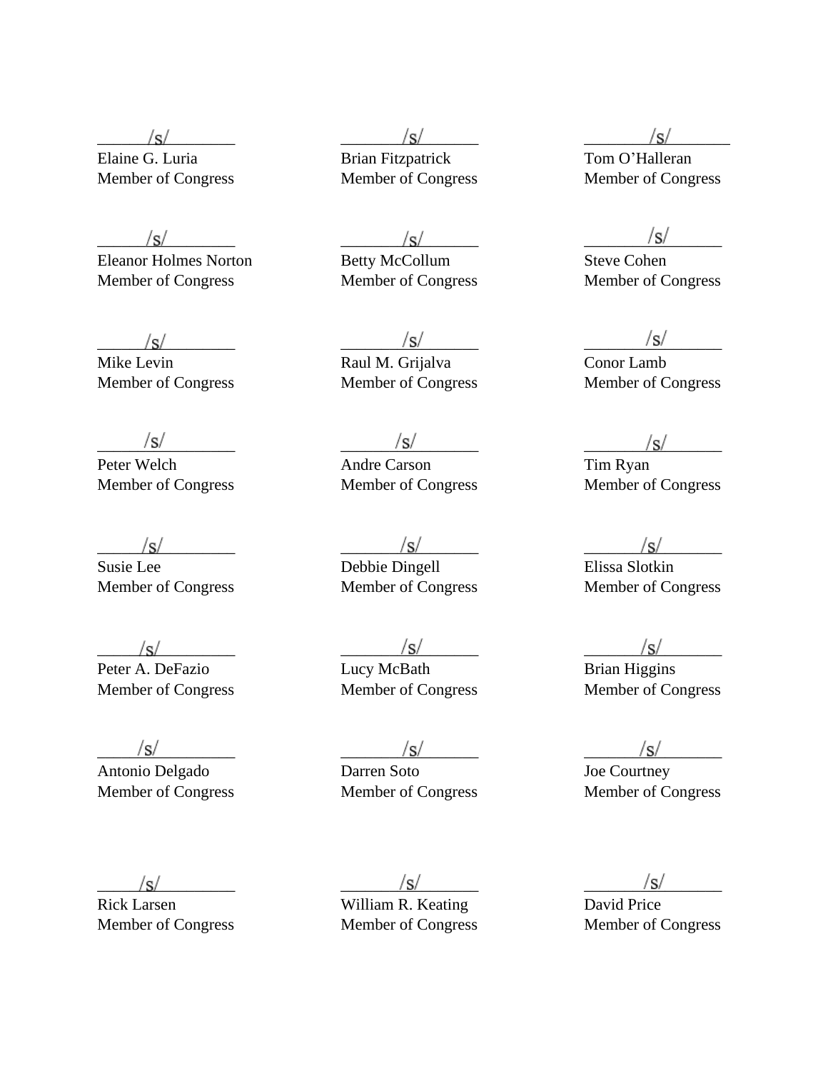/s/
Elaine G. Luria
Member of Congress

/s/
Brian Fitzpatrick
Member of Congress

/s/
Tom O'Halleran
Member of Congress

/s/
Eleanor Holmes Norton
Member of Congress

/s/
Betty McCollum
Member of Congress

/s/
Steve Cohen
Member of Congress

/s/
Mike Levin
Member of Congress

/s/
Raul M. Grijalva
Member of Congress

/s/
Conor Lamb
Member of Congress

/s/
Peter Welch
Member of Congress

/s/
Andre Carson
Member of Congress

/s/
Tim Ryan
Member of Congress

/s/
Susie Lee
Member of Congress

/s/
Debbie Dingell
Member of Congress

/s/
Elissa Slotkin
Member of Congress

/s/
Peter A. DeFazio
Member of Congress

/s/
Lucy McBath
Member of Congress

/s/
Brian Higgins
Member of Congress

/s/
Antonio Delgado
Member of Congress

/s/
Darren Soto
Member of Congress

/s/
Joe Courtney
Member of Congress

/s/
Rick Larsen
Member of Congress

/s/
William R. Keating
Member of Congress

/s/
David Price
Member of Congress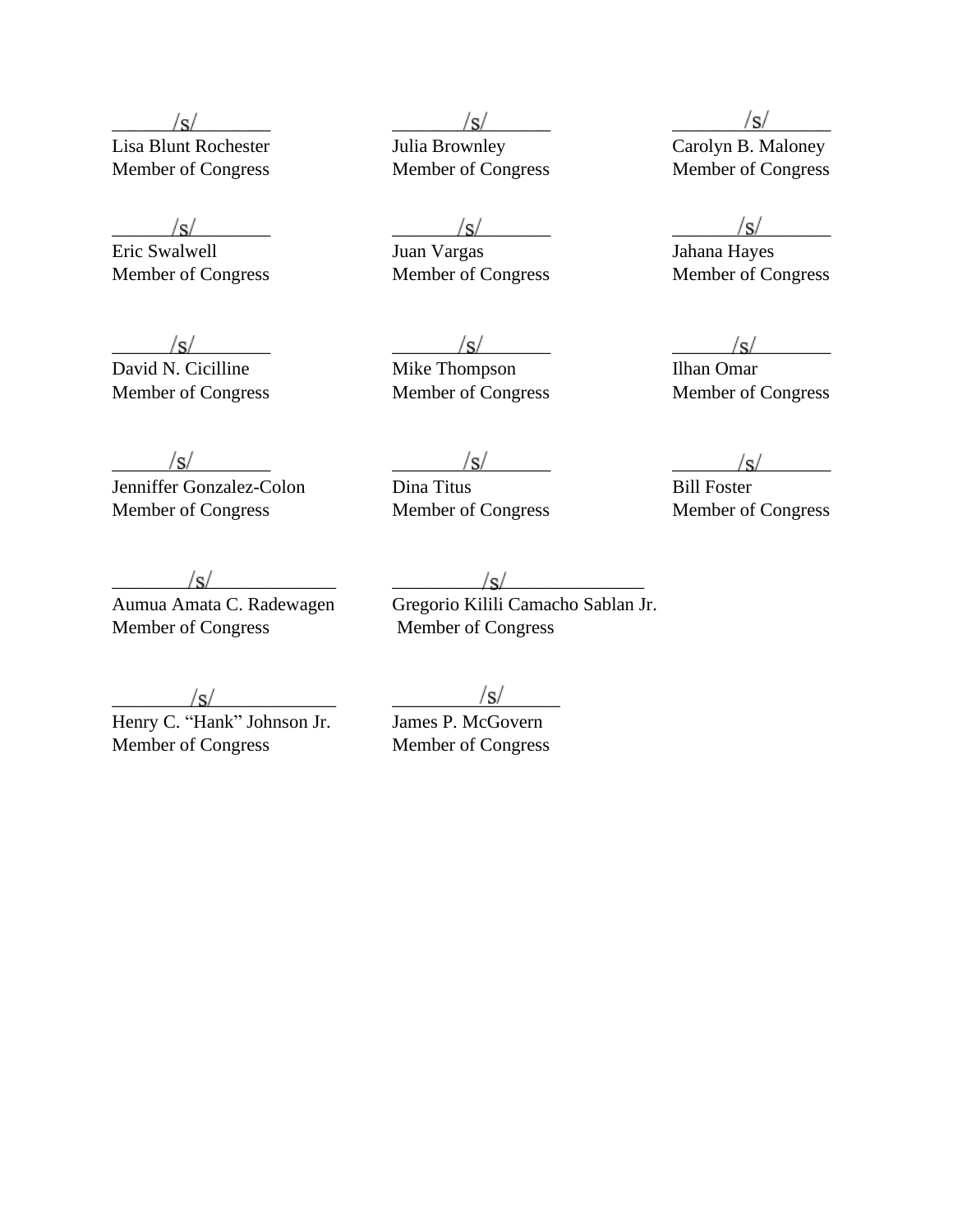/s/
Lisa Blunt Rochester
Member of Congress

/s/
Julia Brownley
Member of Congress

/s/
Carolyn B. Maloney
Member of Congress

/s/
Eric Swalwell
Member of Congress

/s/
Juan Vargas
Member of Congress

/s/
Jahana Hayes
Member of Congress

/s/
David N. Cicilline
Member of Congress

/s/
Mike Thompson
Member of Congress

/s/
Ilhan Omar
Member of Congress

/s/
Jenniffer Gonzalez-Colon
Member of Congress

/s/
Dina Titus
Member of Congress

/s/
Bill Foster
Member of Congress

/s/
Aumua Amata C. Radewagen
Member of Congress

/s/
Gregorio Kilili Camacho Sablan Jr.
Member of Congress

/s/
Henry C. "Hank" Johnson Jr.
Member of Congress

/s/
James P. McGovern
Member of Congress